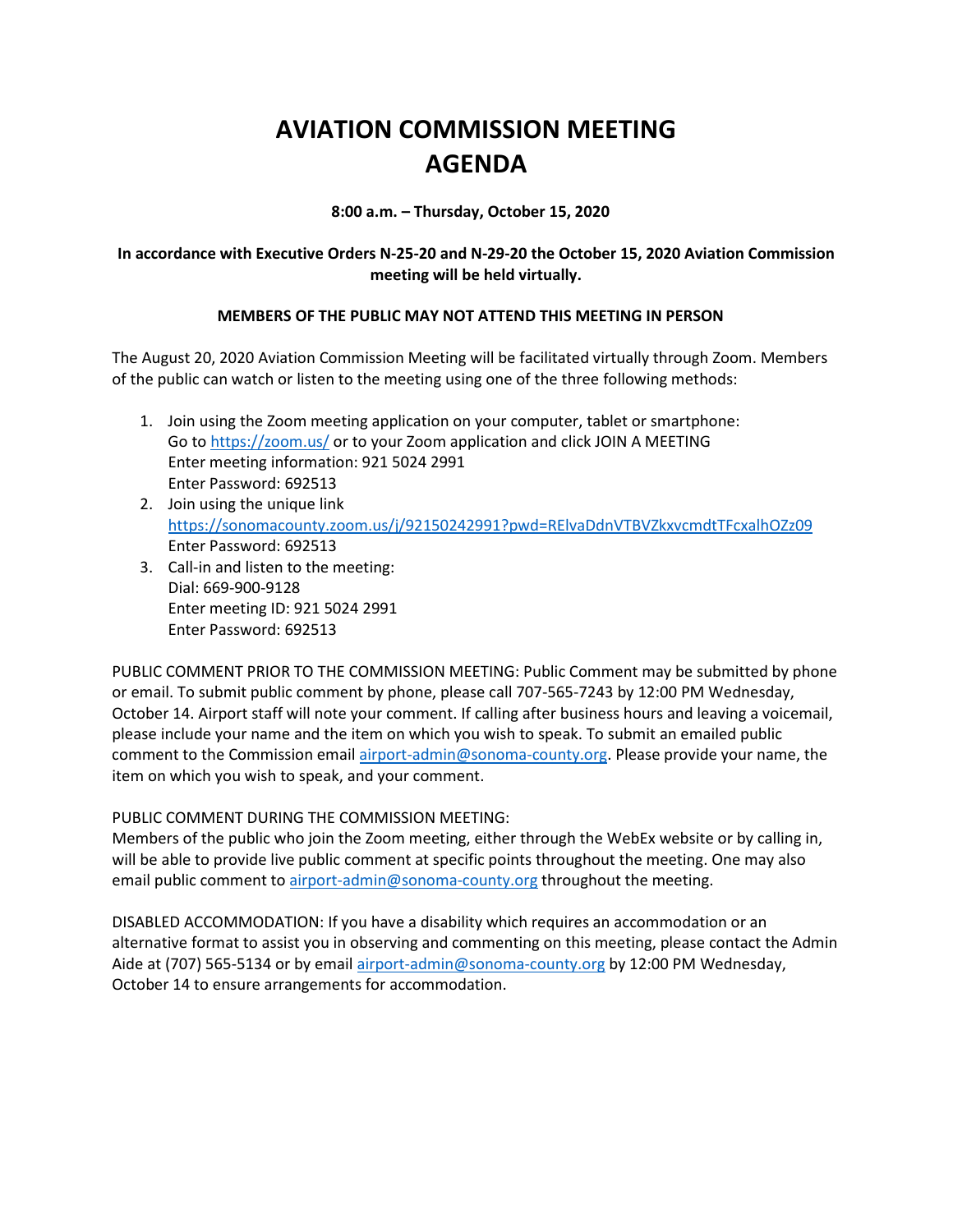# AVIATION COMMISSION MEETING AGENDA

**8:00 a.m. – Thursday, October 15, 2020**

**In accordance with Executive Orders N-25-20 and N-29-20 the October 15, 2020 Aviation Commission meeting will be held virtually.**

**MEMBERS OF THE PUBLIC MAY NOT ATTEND THIS MEETING IN PERSON**

The August 20, 2020 Aviation Commission Meeting will be facilitated virtually through Zoom. Members of the public can watch or listen to the meeting using one of the three following methods:

1. Join using the Zoom meeting application on your computer, tablet or smartphone:
   Go to https://zoom.us/ or to your Zoom application and click JOIN A MEETING
   Enter meeting information: 921 5024 2991
   Enter Password: 692513
2. Join using the unique link
   https://sonomacounty.zoom.us/j/92150242991?pwd=RElvaDdnVTBVZkxvcmdtTFcxalhOZz09
   Enter Password: 692513
3. Call-in and listen to the meeting:
   Dial: 669-900-9128
   Enter meeting ID: 921 5024 2991
   Enter Password: 692513

PUBLIC COMMENT PRIOR TO THE COMMISSION MEETING: Public Comment may be submitted by phone or email. To submit public comment by phone, please call 707-565-7243 by 12:00 PM Wednesday, October 14. Airport staff will note your comment. If calling after business hours and leaving a voicemail, please include your name and the item on which you wish to speak. To submit an emailed public comment to the Commission email airport-admin@sonoma-county.org. Please provide your name, the item on which you wish to speak, and your comment.

PUBLIC COMMENT DURING THE COMMISSION MEETING:
Members of the public who join the Zoom meeting, either through the WebEx website or by calling in, will be able to provide live public comment at specific points throughout the meeting. One may also email public comment to airport-admin@sonoma-county.org throughout the meeting.

DISABLED ACCOMMODATION: If you have a disability which requires an accommodation or an alternative format to assist you in observing and commenting on this meeting, please contact the Admin Aide at (707) 565-5134 or by email airport-admin@sonoma-county.org by 12:00 PM Wednesday, October 14 to ensure arrangements for accommodation.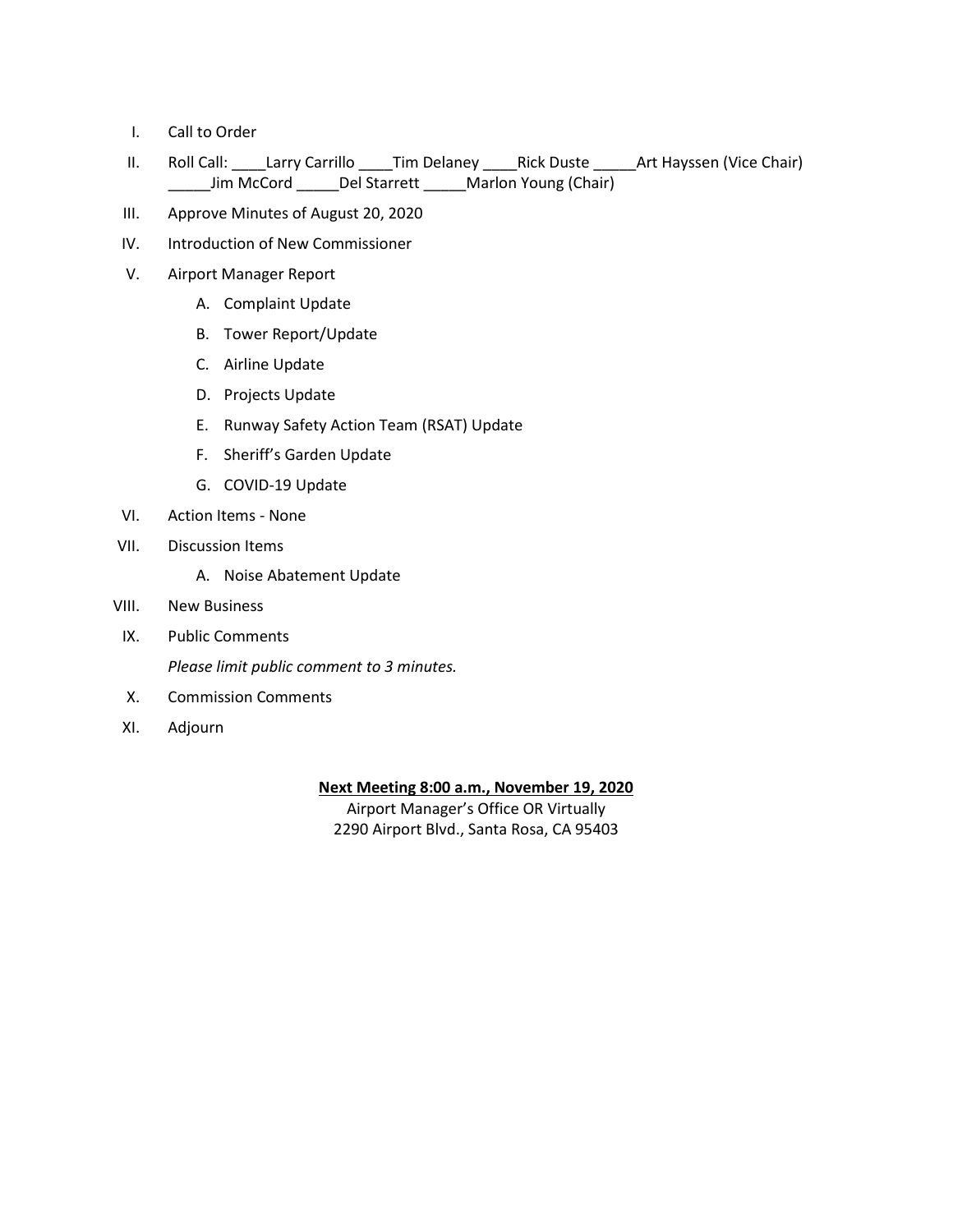I. Call to Order

II. Roll Call: ____Larry Carrillo ____Tim Delaney ____Rick Duste _____Art Hayssen (Vice Chair) _____Jim McCord _____Del Starrett _____Marlon Young (Chair)

III. Approve Minutes of August 20, 2020

IV. Introduction of New Commissioner

V. Airport Manager Report

   A. Complaint Update

   B. Tower Report/Update

   C. Airline Update

   D. Projects Update

   E. Runway Safety Action Team (RSAT) Update

   F. Sheriff's Garden Update

   G. COVID-19 Update

VI. Action Items - None

VII. Discussion Items

   A. Noise Abatement Update

VIII. New Business

IX. Public Comments

   *Please limit public comment to 3 minutes.*

X. Commission Comments

XI. Adjourn

**Next Meeting 8:00 a.m., November 19, 2020**

Airport Manager's Office OR Virtually
2290 Airport Blvd., Santa Rosa, CA 95403